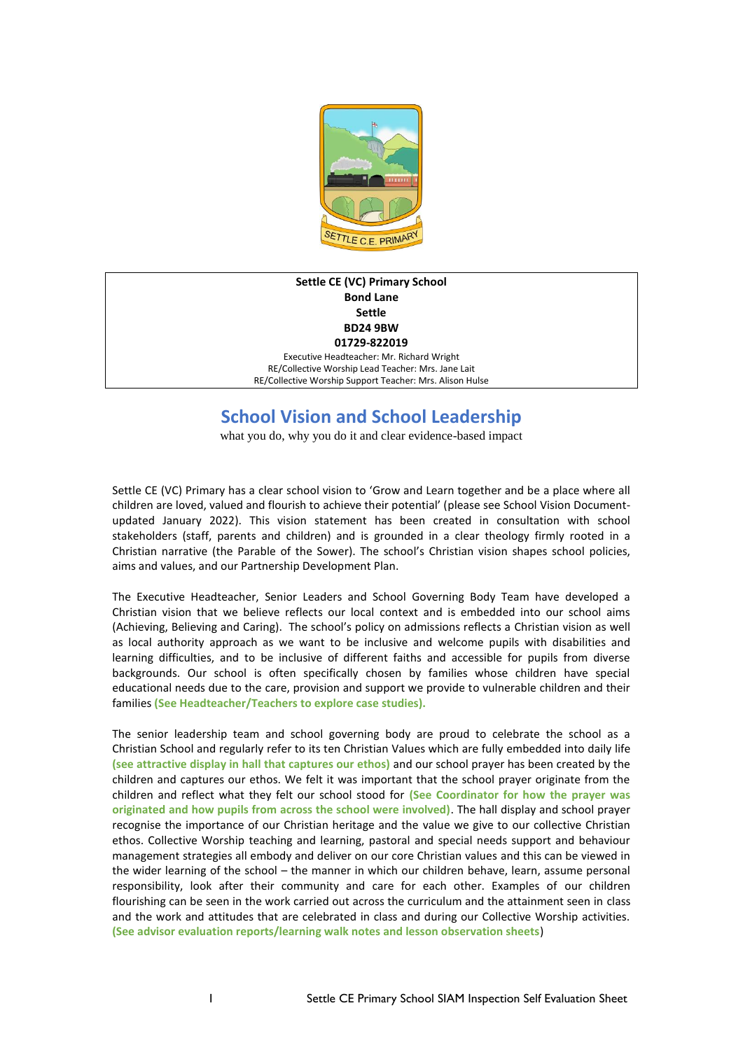**Settle CE (VC) Primary School**
**Bond Lane**
**Settle**
**BD24 9BW**
**01729-822019**
Executive Headteacher: Mr. Richard Wright
RE/Collective Worship Lead Teacher: Mrs. Jane Lait
RE/Collective Worship Support Teacher: Mrs. Alison Hulse

# School Vision and School Leadership

what you do, why you do it and clear evidence-based impact

Settle CE (VC) Primary has a clear school vision to 'Grow and Learn together and be a place where all children are loved, valued and flourish to achieve their potential' (please see School Vision Document-updated January 2022). This vision statement has been created in consultation with school stakeholders (staff, parents and children) and is grounded in a clear theology firmly rooted in a Christian narrative (the Parable of the Sower). The school's Christian vision shapes school policies, aims and values, and our Partnership Development Plan.

The Executive Headteacher, Senior Leaders and School Governing Body Team have developed a Christian vision that we believe reflects our local context and is embedded into our school aims (Achieving, Believing and Caring). The school's policy on admissions reflects a Christian vision as well as local authority approach as we want to be inclusive and welcome pupils with disabilities and learning difficulties, and to be inclusive of different faiths and accessible for pupils from diverse backgrounds. Our school is often specifically chosen by families whose children have special educational needs due to the care, provision and support we provide to vulnerable children and their families **(See Headteacher/Teachers to explore case studies).**

The senior leadership team and school governing body are proud to celebrate the school as a Christian School and regularly refer to its ten Christian Values which are fully embedded into daily life **(see attractive display in hall that captures our ethos)** and our school prayer has been created by the children and captures our ethos. We felt it was important that the school prayer originate from the children and reflect what they felt our school stood for **(See Coordinator for how the prayer was originated and how pupils from across the school were involved)**. The hall display and school prayer recognise the importance of our Christian heritage and the value we give to our collective Christian ethos. Collective Worship teaching and learning, pastoral and special needs support and behaviour management strategies all embody and deliver on our core Christian values and this can be viewed in the wider learning of the school – the manner in which our children behave, learn, assume personal responsibility, look after their community and care for each other. Examples of our children flourishing can be seen in the work carried out across the curriculum and the attainment seen in class and the work and attitudes that are celebrated in class and during our Collective Worship activities. **(See advisor evaluation reports/learning walk notes and lesson observation sheets)**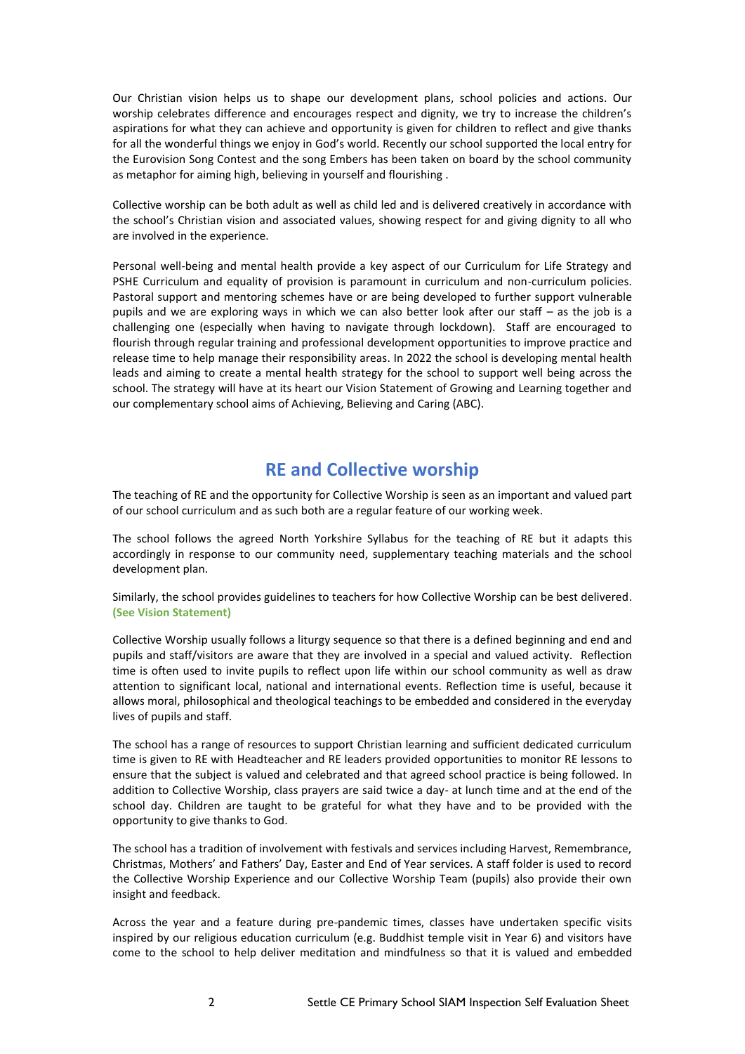Our Christian vision helps us to shape our development plans, school policies and actions. Our worship celebrates difference and encourages respect and dignity, we try to increase the children's aspirations for what they can achieve and opportunity is given for children to reflect and give thanks for all the wonderful things we enjoy in God's world. Recently our school supported the local entry for the Eurovision Song Contest and the song Embers has been taken on board by the school community as metaphor for aiming high, believing in yourself and flourishing .

Collective worship can be both adult as well as child led and is delivered creatively in accordance with the school's Christian vision and associated values, showing respect for and giving dignity to all who are involved in the experience.

Personal well-being and mental health provide a key aspect of our Curriculum for Life Strategy and PSHE Curriculum and equality of provision is paramount in curriculum and non-curriculum policies. Pastoral support and mentoring schemes have or are being developed to further support vulnerable pupils and we are exploring ways in which we can also better look after our staff – as the job is a challenging one (especially when having to navigate through lockdown). Staff are encouraged to flourish through regular training and professional development opportunities to improve practice and release time to help manage their responsibility areas. In 2022 the school is developing mental health leads and aiming to create a mental health strategy for the school to support well being across the school. The strategy will have at its heart our Vision Statement of Growing and Learning together and our complementary school aims of Achieving, Believing and Caring (ABC).

## RE and Collective worship

The teaching of RE and the opportunity for Collective Worship is seen as an important and valued part of our school curriculum and as such both are a regular feature of our working week.

The school follows the agreed North Yorkshire Syllabus for the teaching of RE but it adapts this accordingly in response to our community need, supplementary teaching materials and the school development plan.

Similarly, the school provides guidelines to teachers for how Collective Worship can be best delivered. **(See Vision Statement)**

Collective Worship usually follows a liturgy sequence so that there is a defined beginning and end and pupils and staff/visitors are aware that they are involved in a special and valued activity. Reflection time is often used to invite pupils to reflect upon life within our school community as well as draw attention to significant local, national and international events. Reflection time is useful, because it allows moral, philosophical and theological teachings to be embedded and considered in the everyday lives of pupils and staff.

The school has a range of resources to support Christian learning and sufficient dedicated curriculum time is given to RE with Headteacher and RE leaders provided opportunities to monitor RE lessons to ensure that the subject is valued and celebrated and that agreed school practice is being followed. In addition to Collective Worship, class prayers are said twice a day- at lunch time and at the end of the school day. Children are taught to be grateful for what they have and to be provided with the opportunity to give thanks to God.

The school has a tradition of involvement with festivals and services including Harvest, Remembrance, Christmas, Mothers' and Fathers' Day, Easter and End of Year services. A staff folder is used to record the Collective Worship Experience and our Collective Worship Team (pupils) also provide their own insight and feedback.

Across the year and a feature during pre-pandemic times, classes have undertaken specific visits inspired by our religious education curriculum (e.g. Buddhist temple visit in Year 6) and visitors have come to the school to help deliver meditation and mindfulness so that it is valued and embedded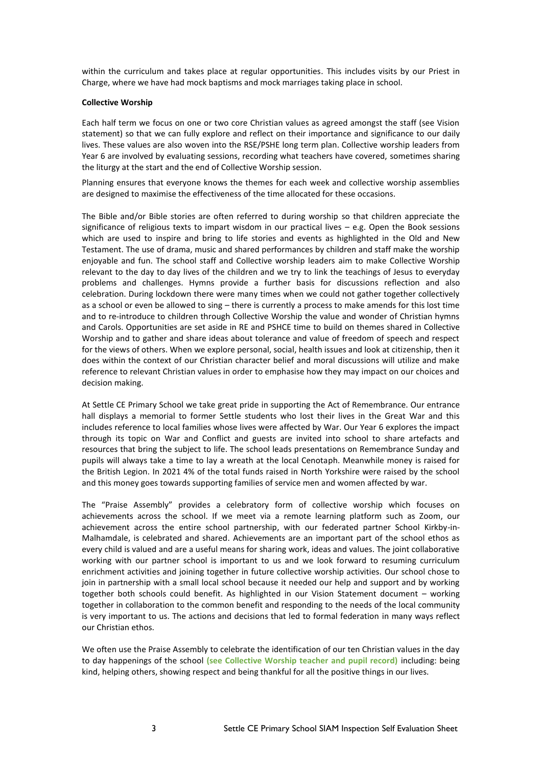within the curriculum and takes place at regular opportunities. This includes visits by our Priest in Charge, where we have had mock baptisms and mock marriages taking place in school.

**Collective Worship**

Each half term we focus on one or two core Christian values as agreed amongst the staff (see Vision statement) so that we can fully explore and reflect on their importance and significance to our daily lives. These values are also woven into the RSE/PSHE long term plan. Collective worship leaders from Year 6 are involved by evaluating sessions, recording what teachers have covered, sometimes sharing the liturgy at the start and the end of Collective Worship session.

Planning ensures that everyone knows the themes for each week and collective worship assemblies are designed to maximise the effectiveness of the time allocated for these occasions.

The Bible and/or Bible stories are often referred to during worship so that children appreciate the significance of religious texts to impart wisdom in our practical lives – e.g. Open the Book sessions which are used to inspire and bring to life stories and events as highlighted in the Old and New Testament. The use of drama, music and shared performances by children and staff make the worship enjoyable and fun. The school staff and Collective worship leaders aim to make Collective Worship relevant to the day to day lives of the children and we try to link the teachings of Jesus to everyday problems and challenges. Hymns provide a further basis for discussions reflection and also celebration. During lockdown there were many times when we could not gather together collectively as a school or even be allowed to sing – there is currently a process to make amends for this lost time and to re-introduce to children through Collective Worship the value and wonder of Christian hymns and Carols. Opportunities are set aside in RE and PSHCE time to build on themes shared in Collective Worship and to gather and share ideas about tolerance and value of freedom of speech and respect for the views of others. When we explore personal, social, health issues and look at citizenship, then it does within the context of our Christian character belief and moral discussions will utilize and make reference to relevant Christian values in order to emphasise how they may impact on our choices and decision making.

At Settle CE Primary School we take great pride in supporting the Act of Remembrance. Our entrance hall displays a memorial to former Settle students who lost their lives in the Great War and this includes reference to local families whose lives were affected by War. Our Year 6 explores the impact through its topic on War and Conflict and guests are invited into school to share artefacts and resources that bring the subject to life. The school leads presentations on Remembrance Sunday and pupils will always take a time to lay a wreath at the local Cenotaph. Meanwhile money is raised for the British Legion. In 2021 4% of the total funds raised in North Yorkshire were raised by the school and this money goes towards supporting families of service men and women affected by war.

The "Praise Assembly" provides a celebratory form of collective worship which focuses on achievements across the school. If we meet via a remote learning platform such as Zoom, our achievement across the entire school partnership, with our federated partner School Kirkby-in-Malhamdale, is celebrated and shared. Achievements are an important part of the school ethos as every child is valued and are a useful means for sharing work, ideas and values. The joint collaborative working with our partner school is important to us and we look forward to resuming curriculum enrichment activities and joining together in future collective worship activities. Our school chose to join in partnership with a small local school because it needed our help and support and by working together both schools could benefit. As highlighted in our Vision Statement document – working together in collaboration to the common benefit and responding to the needs of the local community is very important to us. The actions and decisions that led to formal federation in many ways reflect our Christian ethos.

We often use the Praise Assembly to celebrate the identification of our ten Christian values in the day to day happenings of the school **(see Collective Worship teacher and pupil record)** including: being kind, helping others, showing respect and being thankful for all the positive things in our lives.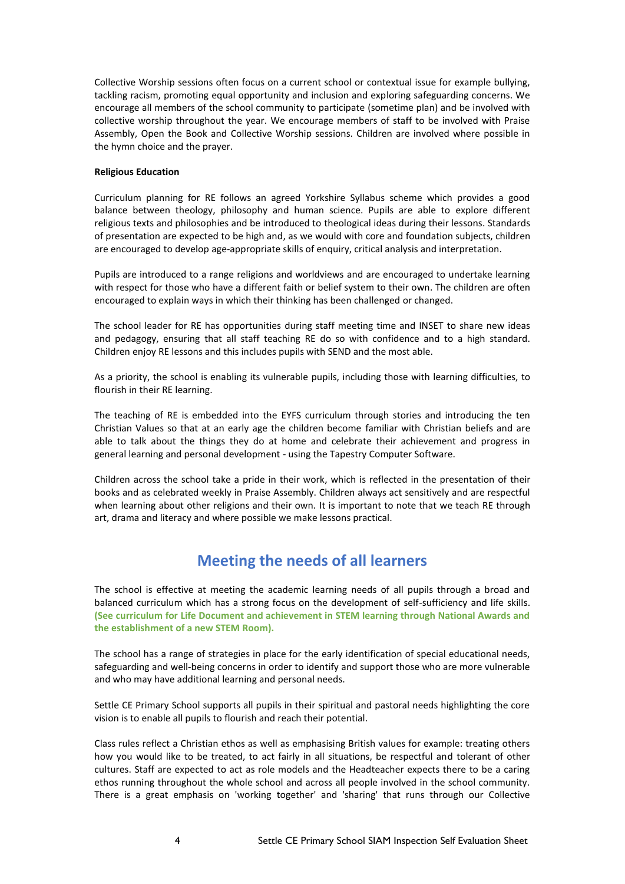Collective Worship sessions often focus on a current school or contextual issue for example bullying, tackling racism, promoting equal opportunity and inclusion and exploring safeguarding concerns. We encourage all members of the school community to participate (sometime plan) and be involved with collective worship throughout the year. We encourage members of staff to be involved with Praise Assembly, Open the Book and Collective Worship sessions. Children are involved where possible in the hymn choice and the prayer.

**Religious Education**

Curriculum planning for RE follows an agreed Yorkshire Syllabus scheme which provides a good balance between theology, philosophy and human science. Pupils are able to explore different religious texts and philosophies and be introduced to theological ideas during their lessons. Standards of presentation are expected to be high and, as we would with core and foundation subjects, children are encouraged to develop age-appropriate skills of enquiry, critical analysis and interpretation.

Pupils are introduced to a range religions and worldviews and are encouraged to undertake learning with respect for those who have a different faith or belief system to their own. The children are often encouraged to explain ways in which their thinking has been challenged or changed.

The school leader for RE has opportunities during staff meeting time and INSET to share new ideas and pedagogy, ensuring that all staff teaching RE do so with confidence and to a high standard. Children enjoy RE lessons and this includes pupils with SEND and the most able.

As a priority, the school is enabling its vulnerable pupils, including those with learning difficulties, to flourish in their RE learning.

The teaching of RE is embedded into the EYFS curriculum through stories and introducing the ten Christian Values so that at an early age the children become familiar with Christian beliefs and are able to talk about the things they do at home and celebrate their achievement and progress in general learning and personal development - using the Tapestry Computer Software.

Children across the school take a pride in their work, which is reflected in the presentation of their books and as celebrated weekly in Praise Assembly. Children always act sensitively and are respectful when learning about other religions and their own. It is important to note that we teach RE through art, drama and literacy and where possible we make lessons practical.

## Meeting the needs of all learners

The school is effective at meeting the academic learning needs of all pupils through a broad and balanced curriculum which has a strong focus on the development of self-sufficiency and life skills. **(See curriculum for Life Document and achievement in STEM learning through National Awards and the establishment of a new STEM Room).**

The school has a range of strategies in place for the early identification of special educational needs, safeguarding and well-being concerns in order to identify and support those who are more vulnerable and who may have additional learning and personal needs.

Settle CE Primary School supports all pupils in their spiritual and pastoral needs highlighting the core vision is to enable all pupils to flourish and reach their potential.

Class rules reflect a Christian ethos as well as emphasising British values for example: treating others how you would like to be treated, to act fairly in all situations, be respectful and tolerant of other cultures. Staff are expected to act as role models and the Headteacher expects there to be a caring ethos running throughout the whole school and across all people involved in the school community. There is a great emphasis on 'working together' and 'sharing' that runs through our Collective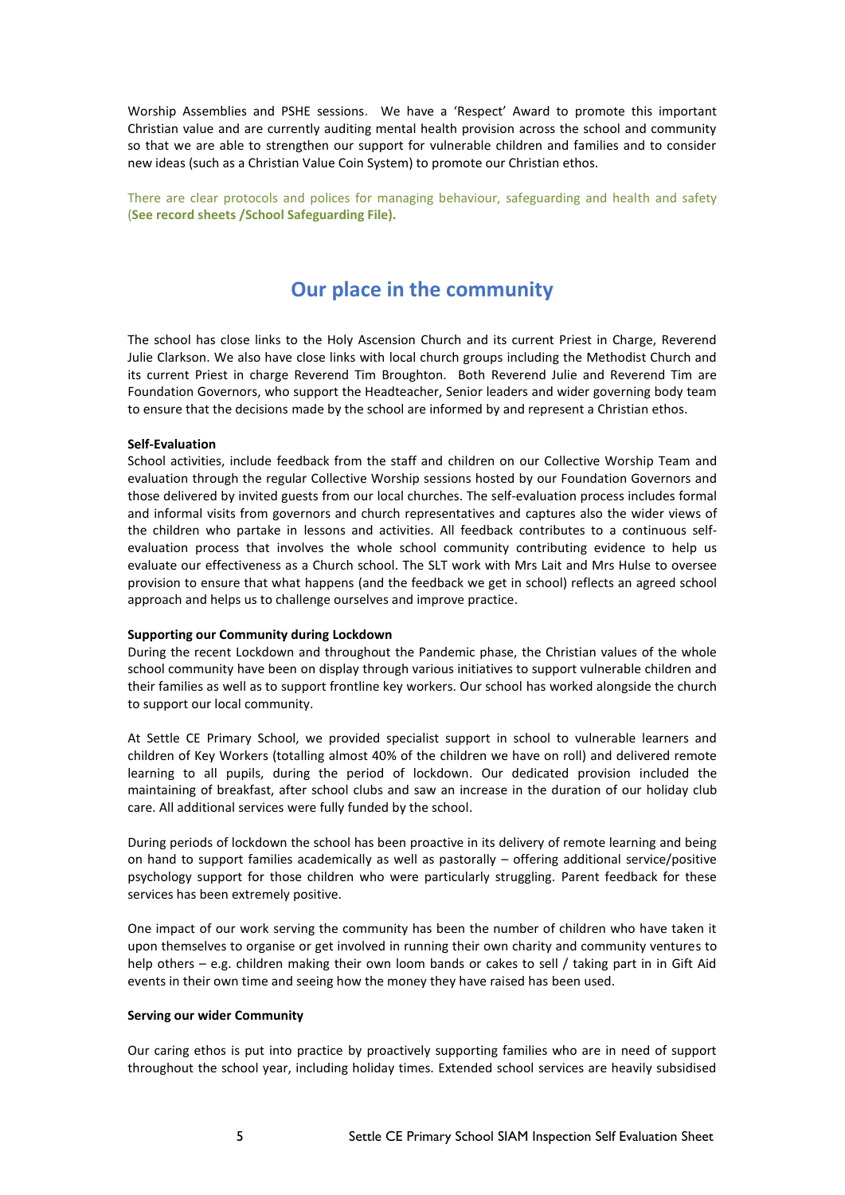Worship Assemblies and PSHE sessions. We have a 'Respect' Award to promote this important Christian value and are currently auditing mental health provision across the school and community so that we are able to strengthen our support for vulnerable children and families and to consider new ideas (such as a Christian Value Coin System) to promote our Christian ethos.

There are clear protocols and polices for managing behaviour, safeguarding and health and safety (**See record sheets /School Safeguarding File).**

## Our place in the community

The school has close links to the Holy Ascension Church and its current Priest in Charge, Reverend Julie Clarkson. We also have close links with local church groups including the Methodist Church and its current Priest in charge Reverend Tim Broughton. Both Reverend Julie and Reverend Tim are Foundation Governors, who support the Headteacher, Senior leaders and wider governing body team to ensure that the decisions made by the school are informed by and represent a Christian ethos.

**Self-Evaluation**

School activities, include feedback from the staff and children on our Collective Worship Team and evaluation through the regular Collective Worship sessions hosted by our Foundation Governors and those delivered by invited guests from our local churches. The self-evaluation process includes formal and informal visits from governors and church representatives and captures also the wider views of the children who partake in lessons and activities. All feedback contributes to a continuous self-evaluation process that involves the whole school community contributing evidence to help us evaluate our effectiveness as a Church school. The SLT work with Mrs Lait and Mrs Hulse to oversee provision to ensure that what happens (and the feedback we get in school) reflects an agreed school approach and helps us to challenge ourselves and improve practice.

**Supporting our Community during Lockdown**

During the recent Lockdown and throughout the Pandemic phase, the Christian values of the whole school community have been on display through various initiatives to support vulnerable children and their families as well as to support frontline key workers. Our school has worked alongside the church to support our local community.

At Settle CE Primary School, we provided specialist support in school to vulnerable learners and children of Key Workers (totalling almost 40% of the children we have on roll) and delivered remote learning to all pupils, during the period of lockdown. Our dedicated provision included the maintaining of breakfast, after school clubs and saw an increase in the duration of our holiday club care. All additional services were fully funded by the school.

During periods of lockdown the school has been proactive in its delivery of remote learning and being on hand to support families academically as well as pastorally – offering additional service/positive psychology support for those children who were particularly struggling. Parent feedback for these services has been extremely positive.

One impact of our work serving the community has been the number of children who have taken it upon themselves to organise or get involved in running their own charity and community ventures to help others – e.g. children making their own loom bands or cakes to sell / taking part in in Gift Aid events in their own time and seeing how the money they have raised has been used.

**Serving our wider Community**

Our caring ethos is put into practice by proactively supporting families who are in need of support throughout the school year, including holiday times. Extended school services are heavily subsidised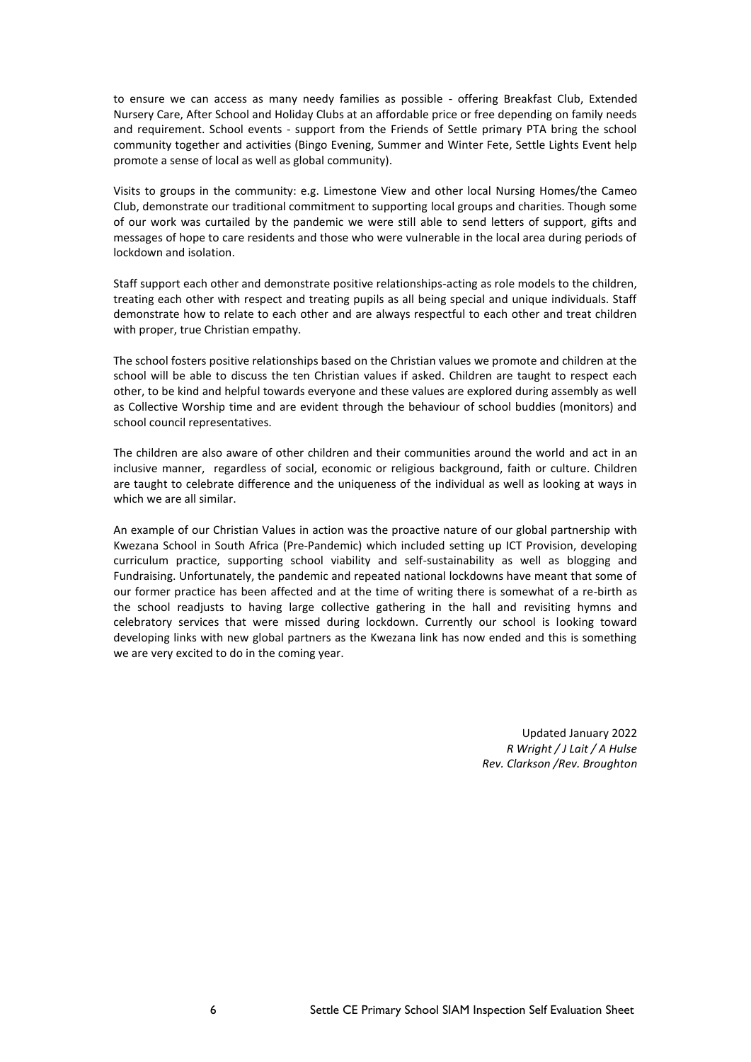to ensure we can access as many needy families as possible - offering Breakfast Club, Extended Nursery Care, After School and Holiday Clubs at an affordable price or free depending on family needs and requirement. School events - support from the Friends of Settle primary PTA bring the school community together and activities (Bingo Evening, Summer and Winter Fete, Settle Lights Event help promote a sense of local as well as global community).

Visits to groups in the community: e.g. Limestone View and other local Nursing Homes/the Cameo Club, demonstrate our traditional commitment to supporting local groups and charities. Though some of our work was curtailed by the pandemic we were still able to send letters of support, gifts and messages of hope to care residents and those who were vulnerable in the local area during periods of lockdown and isolation.

Staff support each other and demonstrate positive relationships-acting as role models to the children, treating each other with respect and treating pupils as all being special and unique individuals. Staff demonstrate how to relate to each other and are always respectful to each other and treat children with proper, true Christian empathy.

The school fosters positive relationships based on the Christian values we promote and children at the school will be able to discuss the ten Christian values if asked. Children are taught to respect each other, to be kind and helpful towards everyone and these values are explored during assembly as well as Collective Worship time and are evident through the behaviour of school buddies (monitors) and school council representatives.

The children are also aware of other children and their communities around the world and act in an inclusive manner, regardless of social, economic or religious background, faith or culture. Children are taught to celebrate difference and the uniqueness of the individual as well as looking at ways in which we are all similar.

An example of our Christian Values in action was the proactive nature of our global partnership with Kwezana School in South Africa (Pre-Pandemic) which included setting up ICT Provision, developing curriculum practice, supporting school viability and self-sustainability as well as blogging and Fundraising. Unfortunately, the pandemic and repeated national lockdowns have meant that some of our former practice has been affected and at the time of writing there is somewhat of a re-birth as the school readjusts to having large collective gathering in the hall and revisiting hymns and celebratory services that were missed during lockdown. Currently our school is looking toward developing links with new global partners as the Kwezana link has now ended and this is something we are very excited to do in the coming year.

Updated January 2022
*R Wright / J Lait / A Hulse*
*Rev. Clarkson /Rev. Broughton*